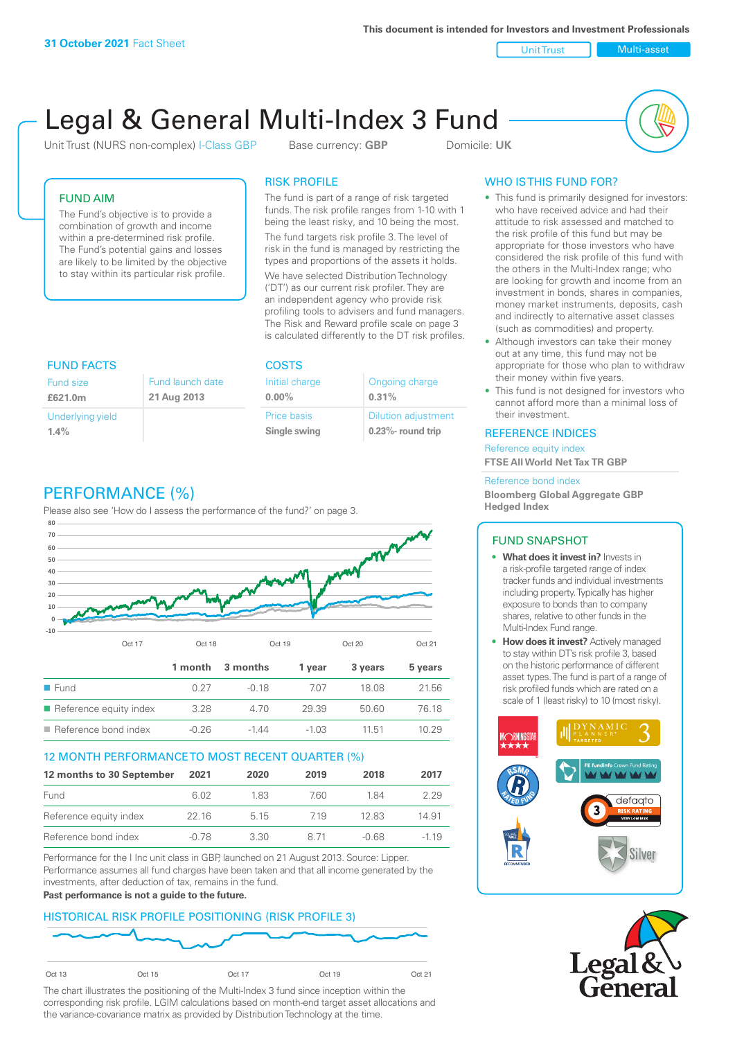**31 October 2021** Fact Sheet

This document is intended for Investors and Investment Professionals

Unit Trust | Multi-asset

# Legal & General Multi-Index 3 Fund

Unit Trust (NURS non-complex) I-Class GBP    Base currency: **GBP**    Domicile: **UK**

## FUND AIM

The Fund's objective is to provide a combination of growth and income within a pre-determined risk profile. The Fund's potential gains and losses are likely to be limited by the objective to stay within its particular risk profile.

## RISK PROFILE

The fund is part of a range of risk targeted funds. The risk profile ranges from 1-10 with 1 being the least risky, and 10 being the most.

The fund targets risk profile 3. The level of risk in the fund is managed by restricting the types and proportions of the assets it holds.

We have selected Distribution Technology ('DT') as our current risk profiler. They are an independent agency who provide risk profiling tools to advisers and fund managers. The Risk and Reward profile scale on page 3 is calculated differently to the DT risk profiles.

## WHO IS THIS FUND FOR?

- This fund is primarily designed for investors: who have received advice and had their attitude to risk assessed and matched to the risk profile of this fund but may be appropriate for those investors who have considered the risk profile of this fund with the others in the Multi-Index range; who are looking for growth and income from an investment in bonds, shares in companies, money market instruments, deposits, cash and indirectly to alternative asset classes (such as commodities) and property.
- Although investors can take their money out at any time, this fund may not be appropriate for those who plan to withdraw their money within five years.
- This fund is not designed for investors who cannot afford more than a minimal loss of their investment.

## FUND FACTS

| Fund size | Fund launch date |
|---|---|
| **£621.0m** | **21 Aug 2013** |
| Underlying yield | |
| **1.4%** | |

## COSTS

| Initial charge | Ongoing charge |
|---|---|
| **0.00%** | **0.31%** |
| Price basis | Dilution adjustment |
| **Single swing** | **0.23%- round trip** |

## REFERENCE INDICES

Reference equity index
**FTSE All World Net Tax TR GBP**

Reference bond index
**Bloomberg Global Aggregate GBP Hedged Index**

## PERFORMANCE (%)

Please also see 'How do I assess the performance of the fund?' on page 3.

| | 1 month | 3 months | 1 year | 3 years | 5 years |
|---|---|---|---|---|---|
| Fund | 0.27 | -0.18 | 7.07 | 18.08 | 21.56 |
| Reference equity index | 3.28 | 4.70 | 29.39 | 50.60 | 76.18 |
| Reference bond index | -0.26 | -1.44 | -1.03 | 11.51 | 10.29 |

## 12 MONTH PERFORMANCE TO MOST RECENT QUARTER (%)

| 12 months to 30 September | 2021 | 2020 | 2019 | 2018 | 2017 |
|---|---|---|---|---|---|
| Fund | 6.02 | 1.83 | 7.60 | 1.84 | 2.29 |
| Reference equity index | 22.16 | 5.15 | 7.19 | 12.83 | 14.91 |
| Reference bond index | -0.78 | 3.30 | 8.71 | -0.68 | -1.19 |

Performance for the I Inc unit class in GBP, launched on 21 August 2013. Source: Lipper. Performance assumes all fund charges have been taken and that all income generated by the investments, after deduction of tax, remains in the fund.

**Past performance is not a guide to the future.**

## FUND SNAPSHOT

- **What does it invest in?** Invests in a risk-profile targeted range of index tracker funds and individual investments including property. Typically has higher exposure to bonds than to company shares, relative to other funds in the Multi-Index Fund range.
- **How does it invest?** Actively managed to stay within DT's risk profile 3, based on the historic performance of different asset types. The fund is part of a range of risk profiled funds which are rated on a scale of 1 (least risky) to 10 (most risky).

## HISTORICAL RISK PROFILE POSITIONING (RISK PROFILE 3)

The chart illustrates the positioning of the Multi-Index 3 fund since inception within the corresponding risk profile. LGIM calculations based on month-end target asset allocations and the variance-covariance matrix as provided by Distribution Technology at the time.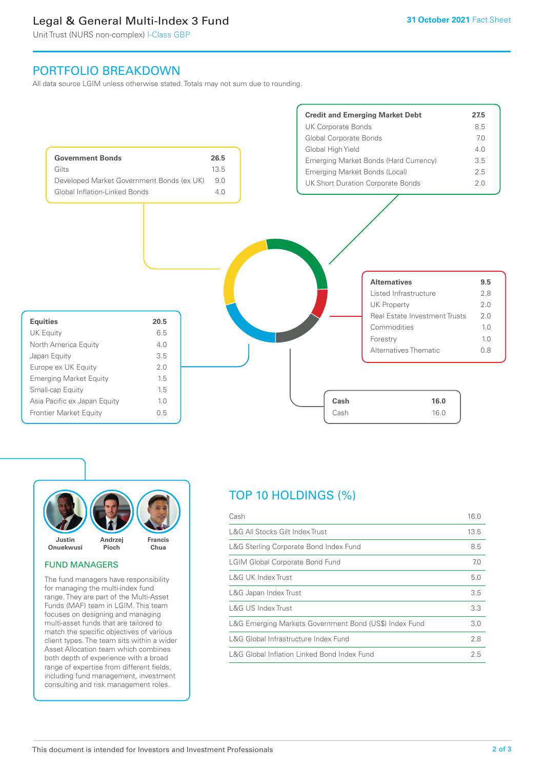## PORTFOLIO BREAKDOWN

All data source LGIM unless otherwise stated. Totals may not sum due to rounding.

| Government Bonds | 26.5 |
|---|---|
| Gilts | 13.5 |
| Developed Market Government Bonds (ex UK) | 9.0 |
| Global Inflation-Linked Bonds | 4.0 |

| Credit and Emerging Market Debt | 27.5 |
|---|---|
| UK Corporate Bonds | 8.5 |
| Global Corporate Bonds | 7.0 |
| Global High Yield | 4.0 |
| Emerging Market Bonds (Hard Currency) | 3.5 |
| Emerging Market Bonds (Local) | 2.5 |
| UK Short Duration Corporate Bonds | 2.0 |

| Alternatives | 9.5 |
|---|---|
| Listed Infrastructure | 2.8 |
| UK Property | 2.0 |
| Real Estate Investment Trusts | 2.0 |
| Commodities | 1.0 |
| Forestry | 1.0 |
| Alternatives Thematic | 0.8 |

| Equities | 20.5 |
|---|---|
| UK Equity | 6.5 |
| North America Equity | 4.0 |
| Japan Equity | 3.5 |
| Europe ex UK Equity | 2.0 |
| Emerging Market Equity | 1.5 |
| Small-cap Equity | 1.5 |
| Asia Pacific ex Japan Equity | 1.0 |
| Frontier Market Equity | 0.5 |

| Cash | 16.0 |
|---|---|
| Cash | 16.0 |

### FUND MANAGERS

Justin Onuekwusi, Andrzej Pioch, Francis Chua

The fund managers have responsibility for managing the multi-index fund range. They are part of the Multi-Asset Funds (MAF) team in LGIM. This team focuses on designing and managing multi-asset funds that are tailored to match the specific objectives of various client types. The team sits within a wider Asset Allocation team which combines both depth of experience with a broad range of expertise from different fields, including fund management, investment consulting and risk management roles.

## TOP 10 HOLDINGS (%)

| Holding | % |
|---|---|
| Cash | 16.0 |
| L&G All Stocks Gilt Index Trust | 13.5 |
| L&G Sterling Corporate Bond Index Fund | 8.5 |
| LGIM Global Corporate Bond Fund | 7.0 |
| L&G UK Index Trust | 5.0 |
| L&G Japan Index Trust | 3.5 |
| L&G US Index Trust | 3.3 |
| L&G Emerging Markets Government Bond (US$) Index Fund | 3.0 |
| L&G Global Infrastructure Index Fund | 2.8 |
| L&G Global Inflation Linked Bond Index Fund | 2.5 |

This document is intended for Investors and Investment Professionals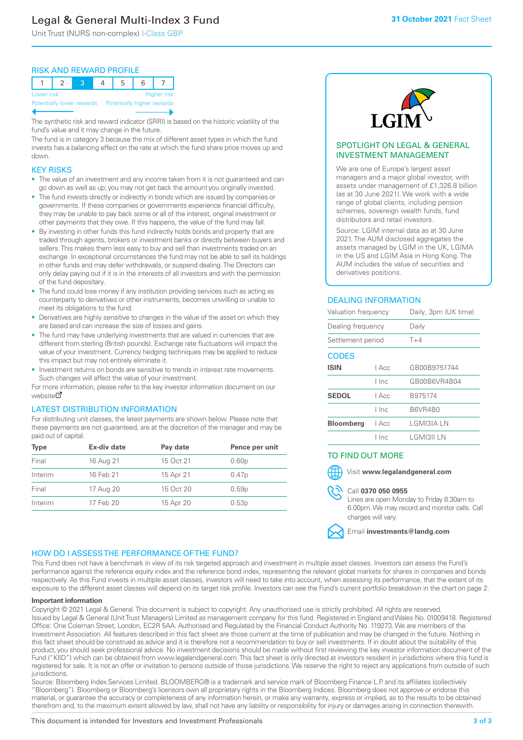# Legal & General Multi-Index 3 Fund

Unit Trust (NURS non-complex) I-Class GBP

31 October 2021 Fact Sheet

## RISK AND REWARD PROFILE

| 1 | 2 | 3 | 4 | 5 | 6 | 7 |
|---|---|---|---|---|---|---|

Lower risk — Higher risk

Potentially lower rewards — Potentially higher rewards

The synthetic risk and reward indicator (SRRI) is based on the historic volatility of the fund's value and it may change in the future.

The fund is in category 3 because the mix of different asset types in which the fund invests has a balancing effect on the rate at which the fund share price moves up and down.

## KEY RISKS

- The value of an investment and any income taken from it is not guaranteed and can go down as well as up; you may not get back the amount you originally invested.
- The fund invests directly or indirectly in bonds which are issued by companies or governments. If these companies or governments experience financial difficulty, they may be unable to pay back some or all of the interest, original investment or other payments that they owe. If this happens, the value of the fund may fall.
- By investing in other funds this fund indirectly holds bonds and property that are traded through agents, brokers or investment banks or directly between buyers and sellers. This makes them less easy to buy and sell than investments traded on an exchange. In exceptional circumstances the fund may not be able to sell its holdings in other funds and may defer withdrawals, or suspend dealing. The Directors can only delay paying out if it is in the interests of all investors and with the permission of the fund depositary.
- The fund could lose money if any institution providing services such as acting as counterparty to derivatives or other instruments, becomes unwilling or unable to meet its obligations to the fund.
- Derivatives are highly sensitive to changes in the value of the asset on which they are based and can increase the size of losses and gains.
- The fund may have underlying investments that are valued in currencies that are different from sterling (British pounds). Exchange rate fluctuations will impact the value of your investment. Currency hedging techniques may be applied to reduce this impact but may not entirely eliminate it.
- Investment returns on bonds are sensitive to trends in interest rate movements. Such changes will affect the value of your investment.

For more information, please refer to the key investor information document on our website

## LATEST DISTRIBUTION INFORMATION

For distributing unit classes, the latest payments are shown below. Please note that these payments are not guaranteed, are at the discretion of the manager and may be paid out of capital.

| Type | Ex-div date | Pay date | Pence per unit |
|---|---|---|---|
| Final | 16 Aug 21 | 15 Oct 21 | 0.60p |
| Interim | 16 Feb 21 | 15 Apr 21 | 0.47p |
| Final | 17 Aug 20 | 15 Oct 20 | 0.59p |
| Interim | 17 Feb 20 | 15 Apr 20 | 0.53p |

LGIM

## SPOTLIGHT ON LEGAL & GENERAL INVESTMENT MANAGEMENT

We are one of Europe's largest asset managers and a major global investor, with assets under management of £1,326.8 billion (as at 30 June 2021). We work with a wide range of global clients, including pension schemes, sovereign wealth funds, fund distributors and retail investors.

Source: LGIM internal data as at 30 June 2021. The AUM disclosed aggregates the assets managed by LGIM in the UK, LGIMA in the US and LGIM Asia in Hong Kong. The AUM includes the value of securities and derivatives positions.

## DEALING INFORMATION

| | |
|---|---|
| Valuation frequency | Daily, 3pm (UK time) |
| Dealing frequency | Daily |
| Settlement period | T+4 |

## CODES

| | | |
|---|---|---|
| **ISIN** | I Acc | GB00B9751744 |
| | I Inc | GB00B6VR4B04 |
| **SEDOL** | I Acc | B975174 |
| | I Inc | B6VR4B0 |
| **Bloomberg** | I Acc | LGMI3IA LN |
| | I Inc | LGMI3II LN |

## TO FIND OUT MORE

Visit **www.legalandgeneral.com**

Call **0370 050 0955**
Lines are open Monday to Friday 8.30am to 6.00pm. We may record and monitor calls. Call charges will vary.

Email **investments@landg.com**

## HOW DO I ASSESS THE PERFORMANCE OF THE FUND?

This Fund does not have a benchmark in view of its risk targeted approach and investment in multiple asset classes. Investors can assess the Fund's performance against the reference equity index and the reference bond index, representing the relevant global markets for shares in companies and bonds respectively. As this Fund invests in multiple asset classes, investors will need to take into account, when assessing its performance, that the extent of its exposure to the different asset classes will depend on its target risk profile. Investors can see the Fund's current portfolio breakdown in the chart on page 2.

**Important information**

Copyright © 2021 Legal & General. This document is subject to copyright. Any unauthorised use is strictly prohibited. All rights are reserved.
Issued by Legal & General (Unit Trust Managers) Limited as management company for this fund. Registered in England and Wales No. 01009418. Registered Office: One Coleman Street, London, EC2R 5AA. Authorised and Regulated by the Financial Conduct Authority No. 119273. We are members of the Investment Association. All features described in this fact sheet are those current at the time of publication and may be changed in the future. Nothing in this fact sheet should be construed as advice and it is therefore not a recommendation to buy or sell investments. If in doubt about the suitability of this product, you should seek professional advice. No investment decisions should be made without first reviewing the key investor information document of the Fund ("KIID") which can be obtained from www.legalandgeneral.com. This fact sheet is only directed at investors resident in jurisdictions where this fund is registered for sale. It is not an offer or invitation to persons outside of those jurisdictions. We reserve the right to reject any applications from outside of such jurisdictions.
Source: Bloomberg Index Services Limited. BLOOMBERG® is a trademark and service mark of Bloomberg Finance L.P. and its affiliates (collectively "Bloomberg"). Bloomberg or Bloomberg's licensors own all proprietary rights in the Bloomberg Indices. Bloomberg does not approve or endorse this material, or guarantee the accuracy or completeness of any information herein, or make any warranty, express or implied, as to the results to be obtained therefrom and, to the maximum extent allowed by law, shall not have any liability or responsibility for injury or damages arising in connection therewith.

This document is intended for Investors and Investment Professionals